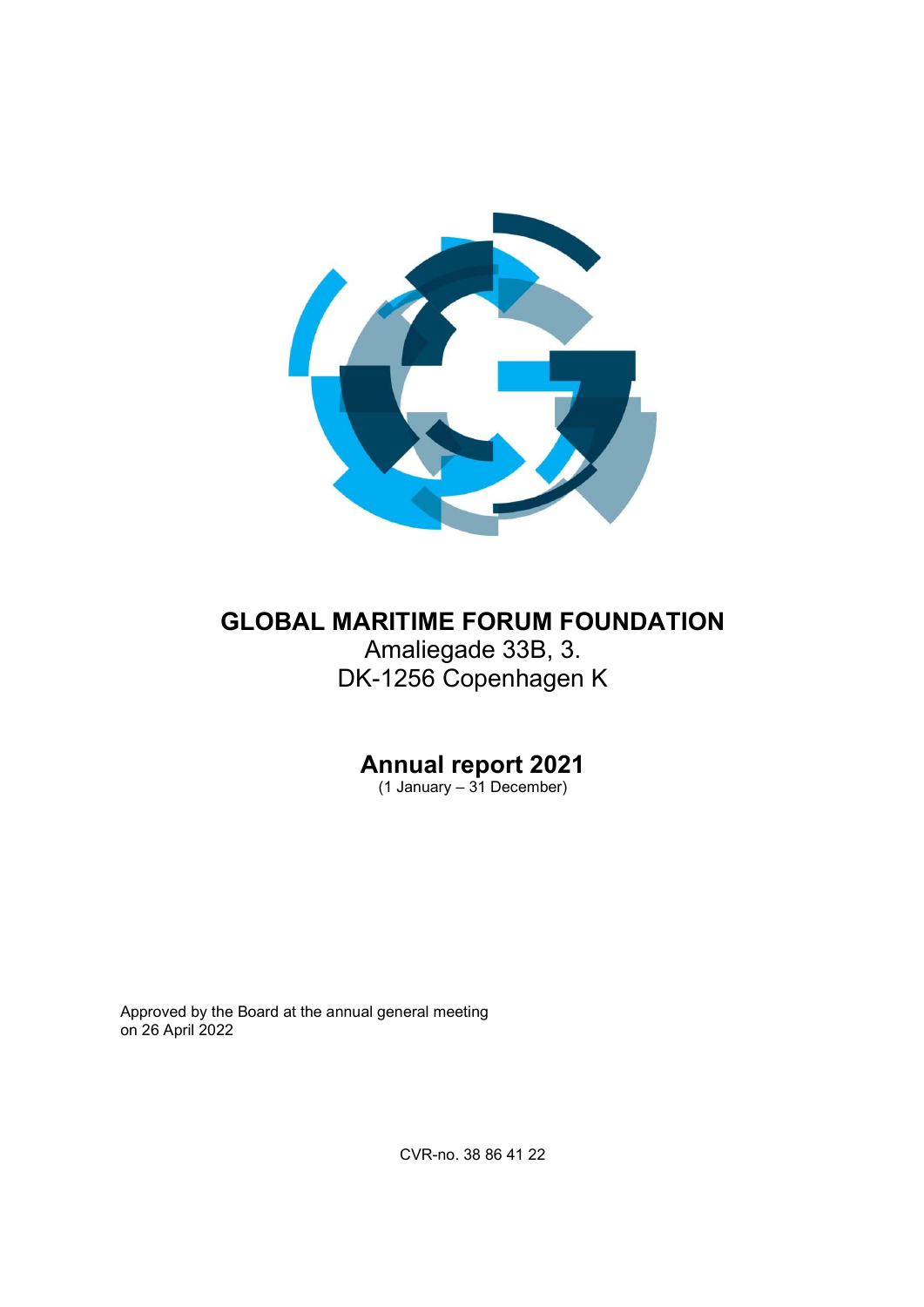# GLOBAL MARITIME FORUM FOUNDATION

Amaliegade 33B, 3.
DK-1256 Copenhagen K

## Annual report 2021

(1 January – 31 December)

Approved by the Board at the annual general meeting
on 26 April 2022

CVR-no. 38 86 41 22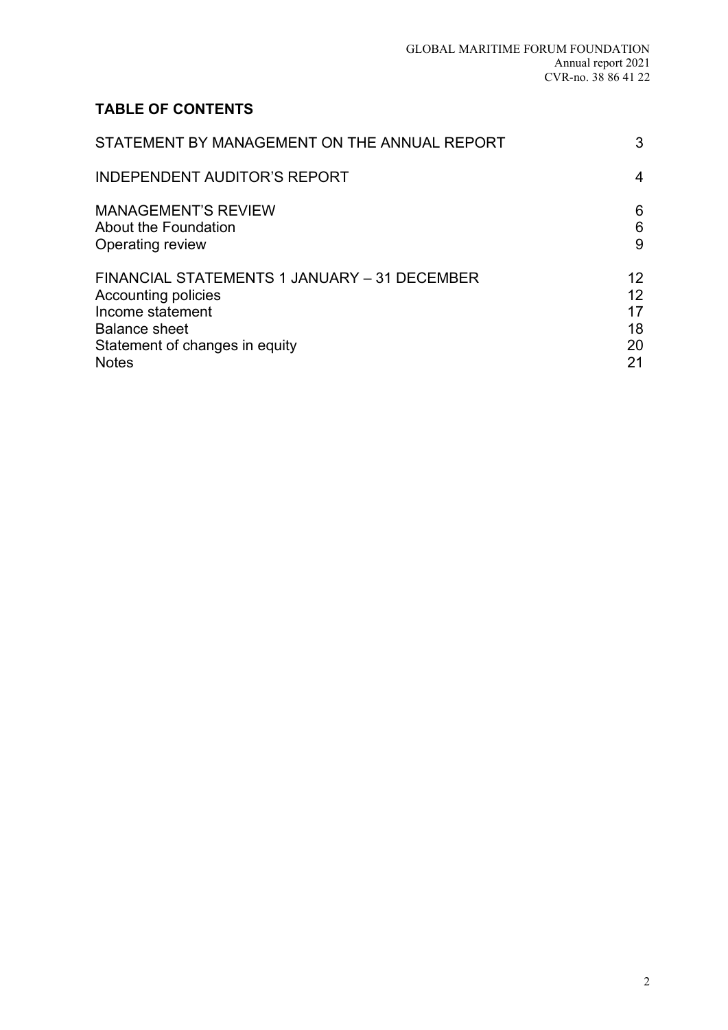## TABLE OF CONTENTS

| | |
|---|---|
| STATEMENT BY MANAGEMENT ON THE ANNUAL REPORT | 3 |
| INDEPENDENT AUDITOR'S REPORT | 4 |
| MANAGEMENT'S REVIEW | 6 |
| About the Foundation | 6 |
| Operating review | 9 |
| FINANCIAL STATEMENTS 1 JANUARY – 31 DECEMBER | 12 |
| Accounting policies | 12 |
| Income statement | 17 |
| Balance sheet | 18 |
| Statement of changes in equity | 20 |
| Notes | 21 |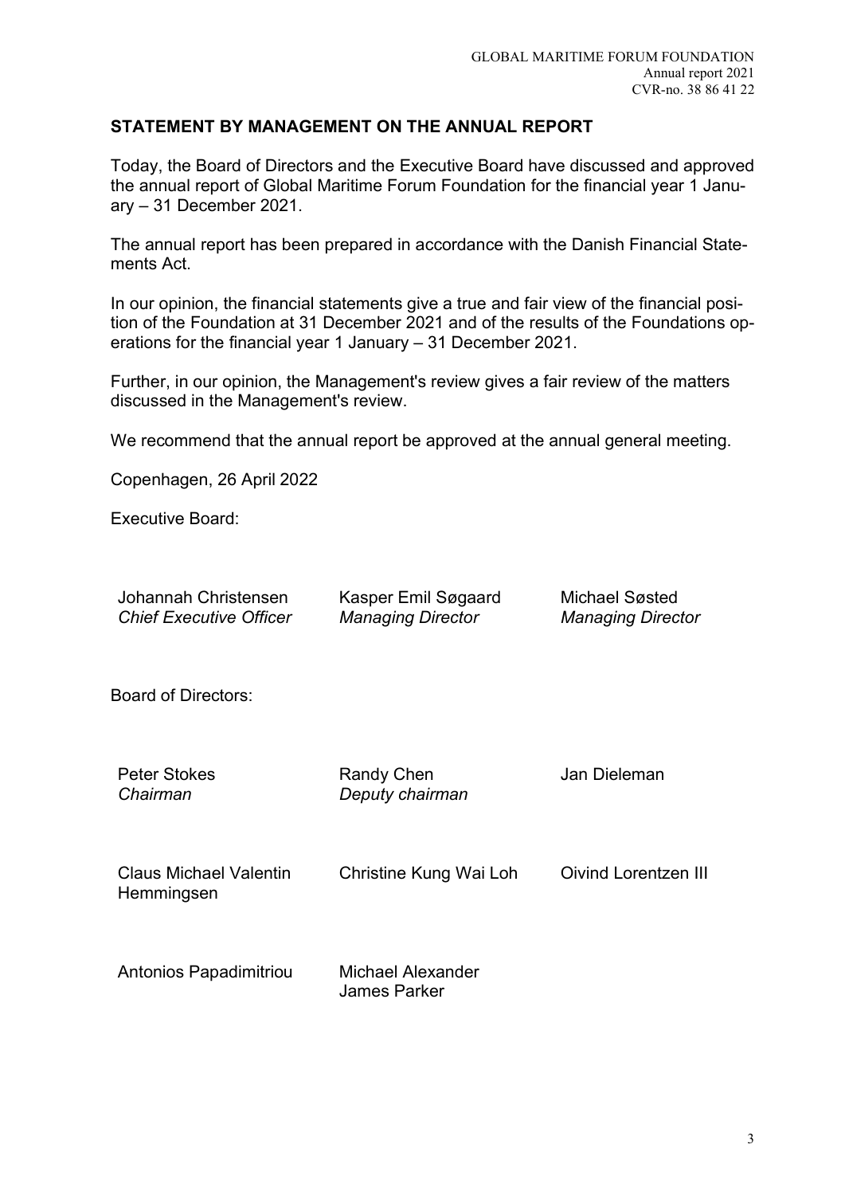## STATEMENT BY MANAGEMENT ON THE ANNUAL REPORT

Today, the Board of Directors and the Executive Board have discussed and approved the annual report of Global Maritime Forum Foundation for the financial year 1 January – 31 December 2021.

The annual report has been prepared in accordance with the Danish Financial Statements Act.

In our opinion, the financial statements give a true and fair view of the financial position of the Foundation at 31 December 2021 and of the results of the Foundations operations for the financial year 1 January – 31 December 2021.

Further, in our opinion, the Management's review gives a fair review of the matters discussed in the Management's review.

We recommend that the annual report be approved at the annual general meeting.

Copenhagen, 26 April 2022

Executive Board:

| | | |
|---|---|---|
| Johannah Christensen<br>*Chief Executive Officer* | Kasper Emil Søgaard<br>*Managing Director* | Michael Søsted<br>*Managing Director* |

Board of Directors:

| | | |
|---|---|---|
| Peter Stokes<br>*Chairman* | Randy Chen<br>*Deputy chairman* | Jan Dieleman |
| Claus Michael Valentin Hemmingsen | Christine Kung Wai Loh | Oivind Lorentzen III |
| Antonios Papadimitriou | Michael Alexander James Parker | |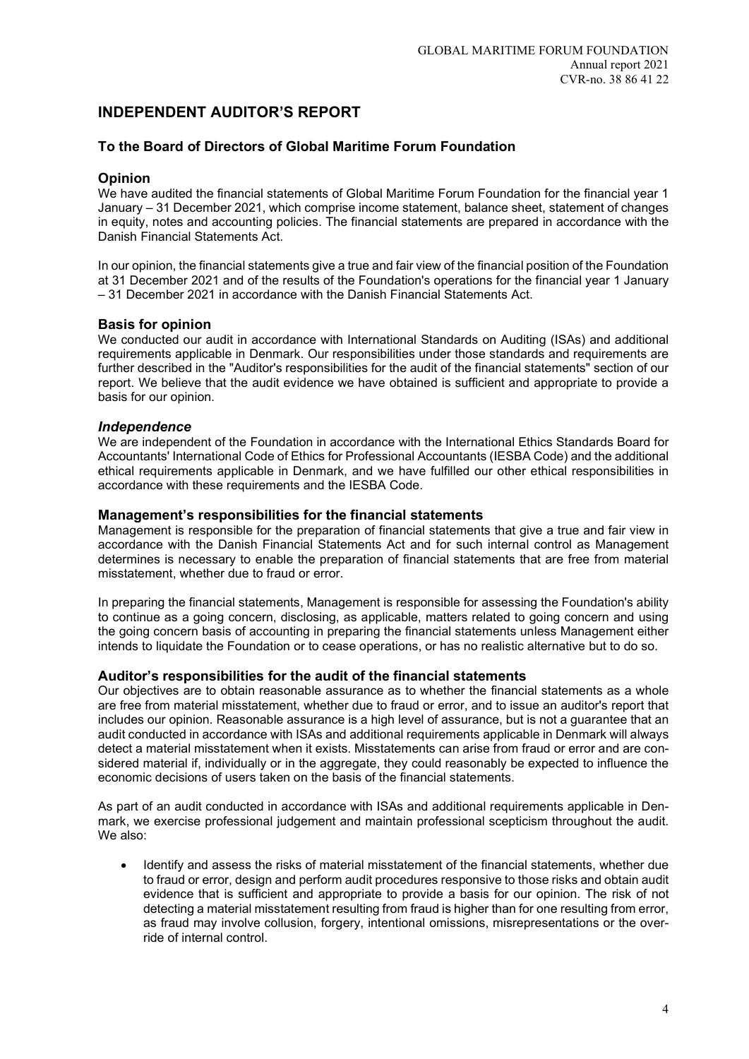# INDEPENDENT AUDITOR'S REPORT

## To the Board of Directors of Global Maritime Forum Foundation

### Opinion

We have audited the financial statements of Global Maritime Forum Foundation for the financial year 1 January – 31 December 2021, which comprise income statement, balance sheet, statement of changes in equity, notes and accounting policies. The financial statements are prepared in accordance with the Danish Financial Statements Act.

In our opinion, the financial statements give a true and fair view of the financial position of the Foundation at 31 December 2021 and of the results of the Foundation's operations for the financial year 1 January – 31 December 2021 in accordance with the Danish Financial Statements Act.

### Basis for opinion

We conducted our audit in accordance with International Standards on Auditing (ISAs) and additional requirements applicable in Denmark. Our responsibilities under those standards and requirements are further described in the "Auditor's responsibilities for the audit of the financial statements" section of our report. We believe that the audit evidence we have obtained is sufficient and appropriate to provide a basis for our opinion.

#### *Independence*

We are independent of the Foundation in accordance with the International Ethics Standards Board for Accountants' International Code of Ethics for Professional Accountants (IESBA Code) and the additional ethical requirements applicable in Denmark, and we have fulfilled our other ethical responsibilities in accordance with these requirements and the IESBA Code.

### Management's responsibilities for the financial statements

Management is responsible for the preparation of financial statements that give a true and fair view in accordance with the Danish Financial Statements Act and for such internal control as Management determines is necessary to enable the preparation of financial statements that are free from material misstatement, whether due to fraud or error.

In preparing the financial statements, Management is responsible for assessing the Foundation's ability to continue as a going concern, disclosing, as applicable, matters related to going concern and using the going concern basis of accounting in preparing the financial statements unless Management either intends to liquidate the Foundation or to cease operations, or has no realistic alternative but to do so.

### Auditor's responsibilities for the audit of the financial statements

Our objectives are to obtain reasonable assurance as to whether the financial statements as a whole are free from material misstatement, whether due to fraud or error, and to issue an auditor's report that includes our opinion. Reasonable assurance is a high level of assurance, but is not a guarantee that an audit conducted in accordance with ISAs and additional requirements applicable in Denmark will always detect a material misstatement when it exists. Misstatements can arise from fraud or error and are considered material if, individually or in the aggregate, they could reasonably be expected to influence the economic decisions of users taken on the basis of the financial statements.

As part of an audit conducted in accordance with ISAs and additional requirements applicable in Denmark, we exercise professional judgement and maintain professional scepticism throughout the audit. We also:

- Identify and assess the risks of material misstatement of the financial statements, whether due to fraud or error, design and perform audit procedures responsive to those risks and obtain audit evidence that is sufficient and appropriate to provide a basis for our opinion. The risk of not detecting a material misstatement resulting from fraud is higher than for one resulting from error, as fraud may involve collusion, forgery, intentional omissions, misrepresentations or the override of internal control.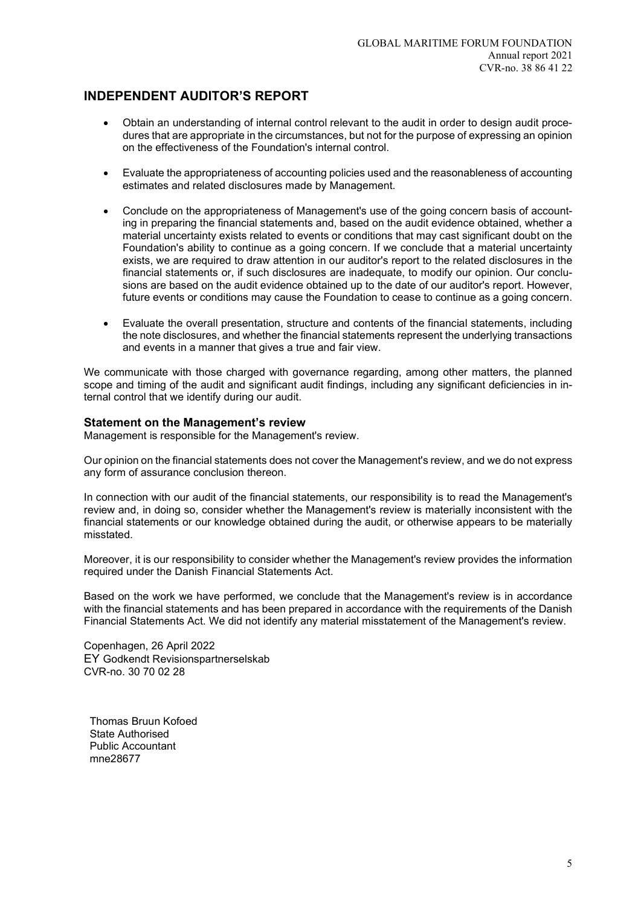## INDEPENDENT AUDITOR'S REPORT

- Obtain an understanding of internal control relevant to the audit in order to design audit procedures that are appropriate in the circumstances, but not for the purpose of expressing an opinion on the effectiveness of the Foundation's internal control.
- Evaluate the appropriateness of accounting policies used and the reasonableness of accounting estimates and related disclosures made by Management.
- Conclude on the appropriateness of Management's use of the going concern basis of accounting in preparing the financial statements and, based on the audit evidence obtained, whether a material uncertainty exists related to events or conditions that may cast significant doubt on the Foundation's ability to continue as a going concern. If we conclude that a material uncertainty exists, we are required to draw attention in our auditor's report to the related disclosures in the financial statements or, if such disclosures are inadequate, to modify our opinion. Our conclusions are based on the audit evidence obtained up to the date of our auditor's report. However, future events or conditions may cause the Foundation to cease to continue as a going concern.
- Evaluate the overall presentation, structure and contents of the financial statements, including the note disclosures, and whether the financial statements represent the underlying transactions and events in a manner that gives a true and fair view.

We communicate with those charged with governance regarding, among other matters, the planned scope and timing of the audit and significant audit findings, including any significant deficiencies in internal control that we identify during our audit.

### Statement on the Management's review

Management is responsible for the Management's review.

Our opinion on the financial statements does not cover the Management's review, and we do not express any form of assurance conclusion thereon.

In connection with our audit of the financial statements, our responsibility is to read the Management's review and, in doing so, consider whether the Management's review is materially inconsistent with the financial statements or our knowledge obtained during the audit, or otherwise appears to be materially misstated.

Moreover, it is our responsibility to consider whether the Management's review provides the information required under the Danish Financial Statements Act.

Based on the work we have performed, we conclude that the Management's review is in accordance with the financial statements and has been prepared in accordance with the requirements of the Danish Financial Statements Act. We did not identify any material misstatement of the Management's review.

Copenhagen, 26 April 2022
EY Godkendt Revisionspartnerselskab
CVR-no. 30 70 02 28

Thomas Bruun Kofoed
State Authorised
Public Accountant
mne28677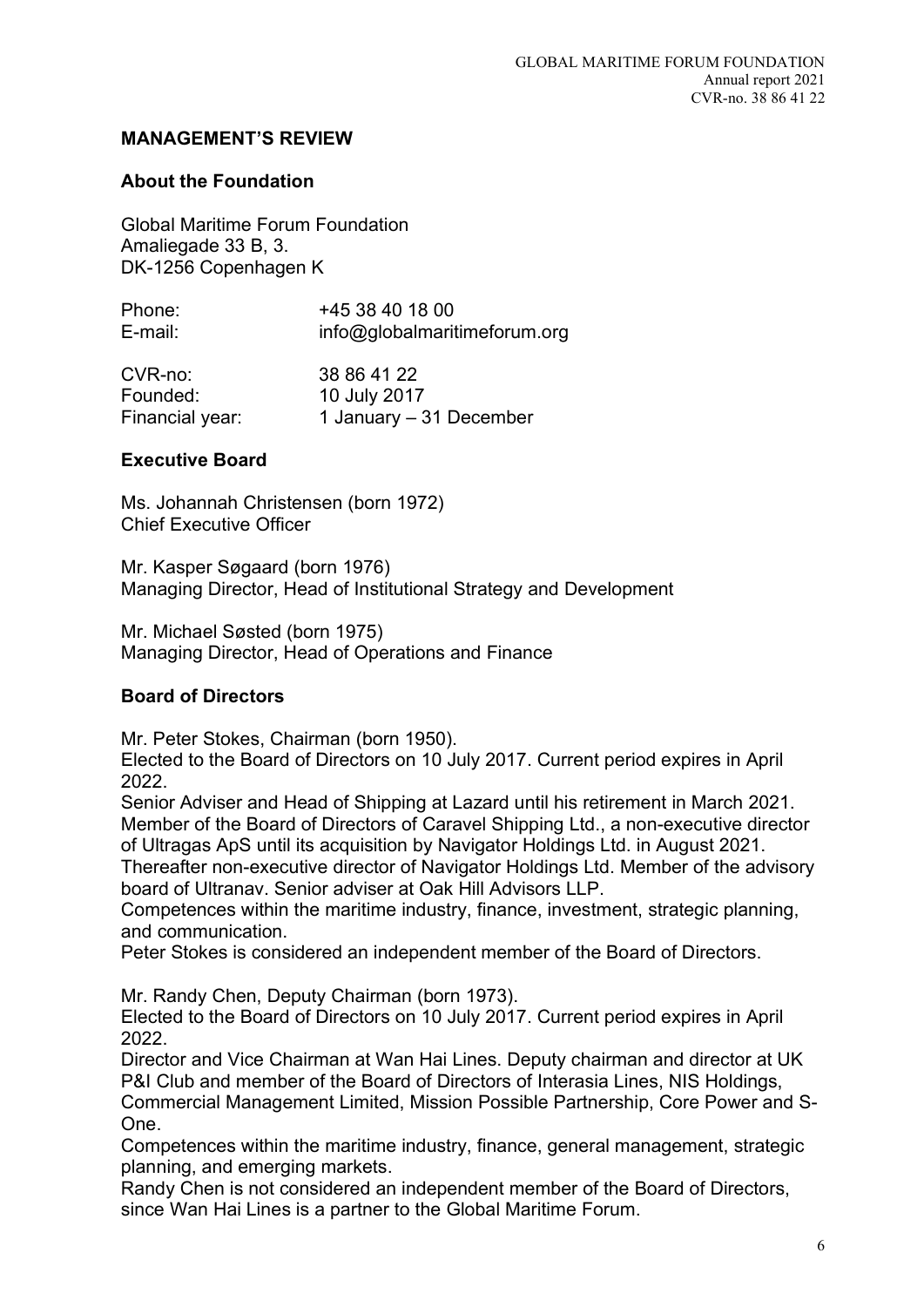## MANAGEMENT'S REVIEW

### About the Foundation

Global Maritime Forum Foundation
Amaliegade 33 B, 3.
DK-1256 Copenhagen K

Phone: +45 38 40 18 00
E-mail: info@globalmaritimeforum.org

CVR-no: 38 86 41 22
Founded: 10 July 2017
Financial year: 1 January – 31 December

### Executive Board

Ms. Johannah Christensen (born 1972)
Chief Executive Officer

Mr. Kasper Søgaard (born 1976)
Managing Director, Head of Institutional Strategy and Development

Mr. Michael Søsted (born 1975)
Managing Director, Head of Operations and Finance

### Board of Directors

Mr. Peter Stokes, Chairman (born 1950).
Elected to the Board of Directors on 10 July 2017. Current period expires in April 2022.
Senior Adviser and Head of Shipping at Lazard until his retirement in March 2021. Member of the Board of Directors of Caravel Shipping Ltd., a non-executive director of Ultragas ApS until its acquisition by Navigator Holdings Ltd. in August 2021. Thereafter non-executive director of Navigator Holdings Ltd. Member of the advisory board of Ultranav. Senior adviser at Oak Hill Advisors LLP.
Competences within the maritime industry, finance, investment, strategic planning, and communication.
Peter Stokes is considered an independent member of the Board of Directors.

Mr. Randy Chen, Deputy Chairman (born 1973).
Elected to the Board of Directors on 10 July 2017. Current period expires in April 2022.
Director and Vice Chairman at Wan Hai Lines. Deputy chairman and director at UK P&I Club and member of the Board of Directors of Interasia Lines, NIS Holdings, Commercial Management Limited, Mission Possible Partnership, Core Power and S-One.
Competences within the maritime industry, finance, general management, strategic planning, and emerging markets.
Randy Chen is not considered an independent member of the Board of Directors, since Wan Hai Lines is a partner to the Global Maritime Forum.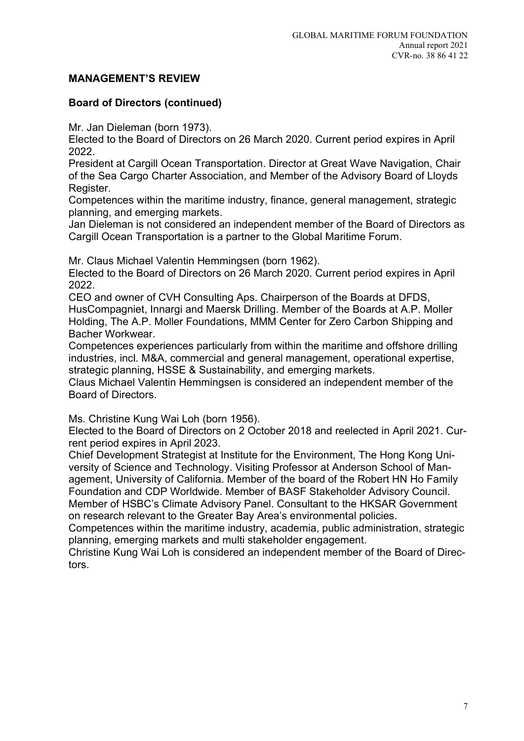## MANAGEMENT'S REVIEW

### Board of Directors (continued)

Mr. Jan Dieleman (born 1973).
Elected to the Board of Directors on 26 March 2020. Current period expires in April 2022.
President at Cargill Ocean Transportation. Director at Great Wave Navigation, Chair of the Sea Cargo Charter Association, and Member of the Advisory Board of Lloyds Register.
Competences within the maritime industry, finance, general management, strategic planning, and emerging markets.
Jan Dieleman is not considered an independent member of the Board of Directors as Cargill Ocean Transportation is a partner to the Global Maritime Forum.

Mr. Claus Michael Valentin Hemmingsen (born 1962).
Elected to the Board of Directors on 26 March 2020. Current period expires in April 2022.
CEO and owner of CVH Consulting Aps. Chairperson of the Boards at DFDS, HusCompagniet, Innargi and Maersk Drilling. Member of the Boards at A.P. Moller Holding, The A.P. Moller Foundations, MMM Center for Zero Carbon Shipping and Bacher Workwear.
Competences experiences particularly from within the maritime and offshore drilling industries, incl. M&A, commercial and general management, operational expertise, strategic planning, HSSE & Sustainability, and emerging markets.
Claus Michael Valentin Hemmingsen is considered an independent member of the Board of Directors.

Ms. Christine Kung Wai Loh (born 1956).
Elected to the Board of Directors on 2 October 2018 and reelected in April 2021. Current period expires in April 2023.
Chief Development Strategist at Institute for the Environment, The Hong Kong University of Science and Technology. Visiting Professor at Anderson School of Management, University of California. Member of the board of the Robert HN Ho Family Foundation and CDP Worldwide. Member of BASF Stakeholder Advisory Council. Member of HSBC's Climate Advisory Panel. Consultant to the HKSAR Government on research relevant to the Greater Bay Area's environmental policies.
Competences within the maritime industry, academia, public administration, strategic planning, emerging markets and multi stakeholder engagement.
Christine Kung Wai Loh is considered an independent member of the Board of Directors.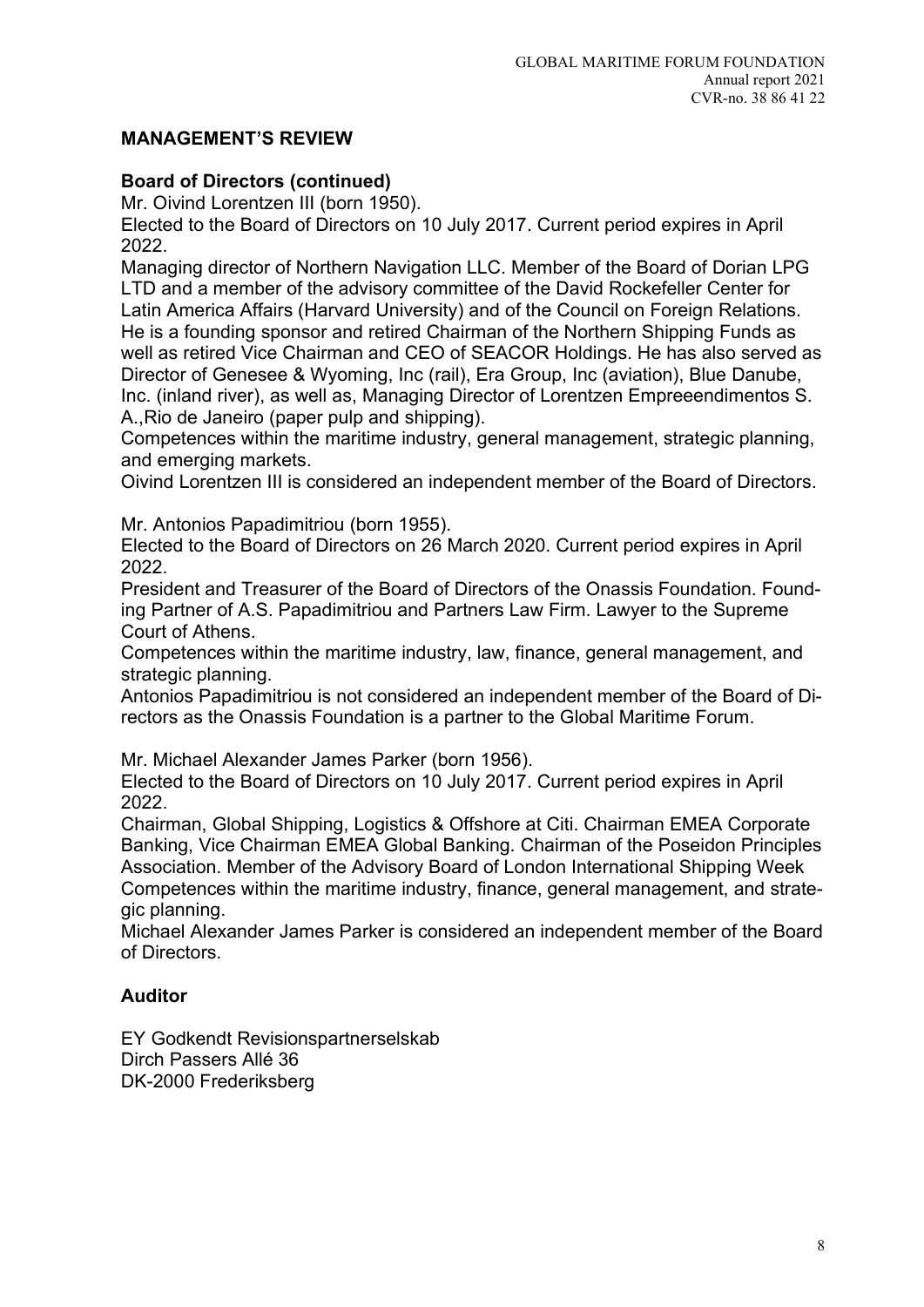## MANAGEMENT'S REVIEW

### Board of Directors (continued)

Mr. Oivind Lorentzen III (born 1950).
Elected to the Board of Directors on 10 July 2017. Current period expires in April 2022.
Managing director of Northern Navigation LLC. Member of the Board of Dorian LPG LTD and a member of the advisory committee of the David Rockefeller Center for Latin America Affairs (Harvard University) and of the Council on Foreign Relations. He is a founding sponsor and retired Chairman of the Northern Shipping Funds as well as retired Vice Chairman and CEO of SEACOR Holdings. He has also served as Director of Genesee & Wyoming, Inc (rail), Era Group, Inc (aviation), Blue Danube, Inc. (inland river), as well as, Managing Director of Lorentzen Empreeendimentos S. A.,Rio de Janeiro (paper pulp and shipping).
Competences within the maritime industry, general management, strategic planning, and emerging markets.
Oivind Lorentzen III is considered an independent member of the Board of Directors.

Mr. Antonios Papadimitriou (born 1955).
Elected to the Board of Directors on 26 March 2020. Current period expires in April 2022.
President and Treasurer of the Board of Directors of the Onassis Foundation. Founding Partner of A.S. Papadimitriou and Partners Law Firm. Lawyer to the Supreme Court of Athens.
Competences within the maritime industry, law, finance, general management, and strategic planning.
Antonios Papadimitriou is not considered an independent member of the Board of Directors as the Onassis Foundation is a partner to the Global Maritime Forum.

Mr. Michael Alexander James Parker (born 1956).
Elected to the Board of Directors on 10 July 2017. Current period expires in April 2022.
Chairman, Global Shipping, Logistics & Offshore at Citi. Chairman EMEA Corporate Banking, Vice Chairman EMEA Global Banking. Chairman of the Poseidon Principles Association. Member of the Advisory Board of London International Shipping Week
Competences within the maritime industry, finance, general management, and strategic planning.
Michael Alexander James Parker is considered an independent member of the Board of Directors.

### Auditor

EY Godkendt Revisionspartnerselskab
Dirch Passers Allé 36
DK-2000 Frederiksberg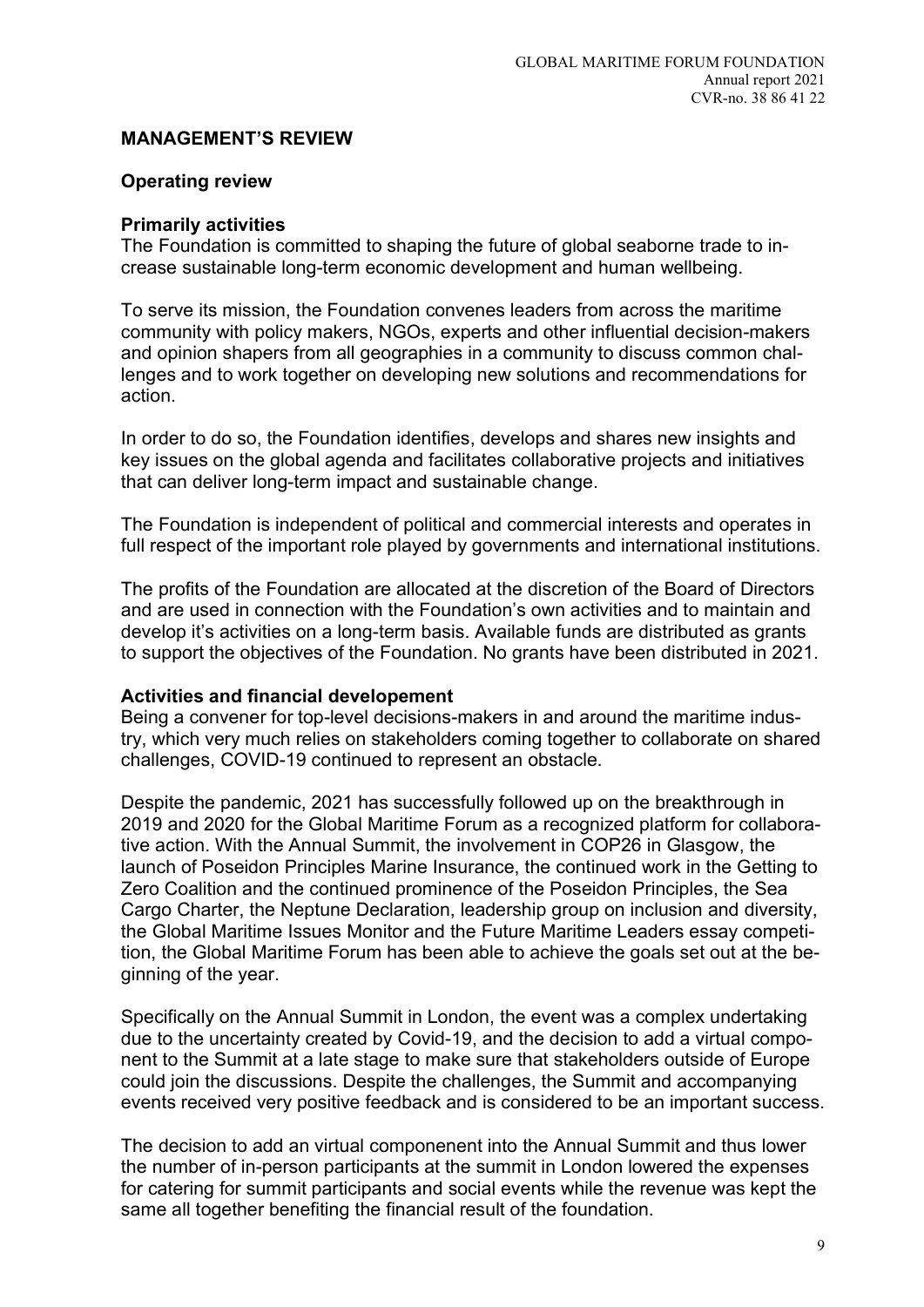## MANAGEMENT'S REVIEW

### Operating review

#### Primarily activities

The Foundation is committed to shaping the future of global seaborne trade to increase sustainable long-term economic development and human wellbeing.

To serve its mission, the Foundation convenes leaders from across the maritime community with policy makers, NGOs, experts and other influential decision-makers and opinion shapers from all geographies in a community to discuss common challenges and to work together on developing new solutions and recommendations for action.

In order to do so, the Foundation identifies, develops and shares new insights and key issues on the global agenda and facilitates collaborative projects and initiatives that can deliver long-term impact and sustainable change.

The Foundation is independent of political and commercial interests and operates in full respect of the important role played by governments and international institutions.

The profits of the Foundation are allocated at the discretion of the Board of Directors and are used in connection with the Foundation's own activities and to maintain and develop it's activities on a long-term basis. Available funds are distributed as grants to support the objectives of the Foundation. No grants have been distributed in 2021.

#### Activities and financial developement

Being a convener for top-level decisions-makers in and around the maritime industry, which very much relies on stakeholders coming together to collaborate on shared challenges, COVID-19 continued to represent an obstacle.

Despite the pandemic, 2021 has successfully followed up on the breakthrough in 2019 and 2020 for the Global Maritime Forum as a recognized platform for collaborative action. With the Annual Summit, the involvement in COP26 in Glasgow, the launch of Poseidon Principles Marine Insurance, the continued work in the Getting to Zero Coalition and the continued prominence of the Poseidon Principles, the Sea Cargo Charter, the Neptune Declaration, leadership group on inclusion and diversity, the Global Maritime Issues Monitor and the Future Maritime Leaders essay competition, the Global Maritime Forum has been able to achieve the goals set out at the beginning of the year.

Specifically on the Annual Summit in London, the event was a complex undertaking due to the uncertainty created by Covid-19, and the decision to add a virtual component to the Summit at a late stage to make sure that stakeholders outside of Europe could join the discussions. Despite the challenges, the Summit and accompanying events received very positive feedback and is considered to be an important success.

The decision to add an virtual componenent into the Annual Summit and thus lower the number of in-person participants at the summit in London lowered the expenses for catering for summit participants and social events while the revenue was kept the same all together benefiting the financial result of the foundation.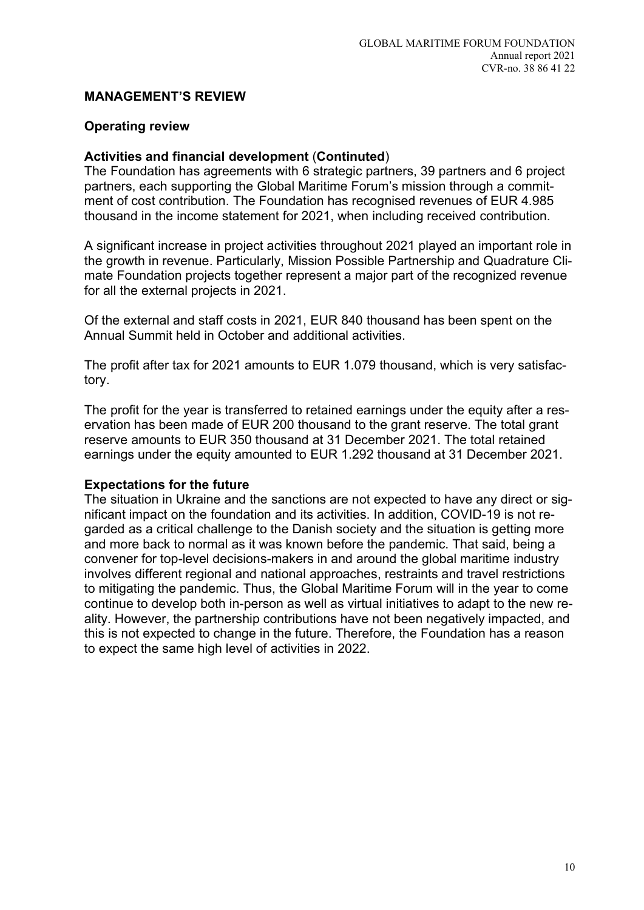## MANAGEMENT'S REVIEW

### Operating review

### Activities and financial development (Continuted)

The Foundation has agreements with 6 strategic partners, 39 partners and 6 project partners, each supporting the Global Maritime Forum's mission through a commitment of cost contribution. The Foundation has recognised revenues of EUR 4.985 thousand in the income statement for 2021, when including received contribution.

A significant increase in project activities throughout 2021 played an important role in the growth in revenue. Particularly, Mission Possible Partnership and Quadrature Climate Foundation projects together represent a major part of the recognized revenue for all the external projects in 2021.

Of the external and staff costs in 2021, EUR 840 thousand has been spent on the Annual Summit held in October and additional activities.

The profit after tax for 2021 amounts to EUR 1.079 thousand, which is very satisfactory.

The profit for the year is transferred to retained earnings under the equity after a reservation has been made of EUR 200 thousand to the grant reserve. The total grant reserve amounts to EUR 350 thousand at 31 December 2021. The total retained earnings under the equity amounted to EUR 1.292 thousand at 31 December 2021.

### Expectations for the future

The situation in Ukraine and the sanctions are not expected to have any direct or significant impact on the foundation and its activities. In addition, COVID-19 is not regarded as a critical challenge to the Danish society and the situation is getting more and more back to normal as it was known before the pandemic. That said, being a convener for top-level decisions-makers in and around the global maritime industry involves different regional and national approaches, restraints and travel restrictions to mitigating the pandemic. Thus, the Global Maritime Forum will in the year to come continue to develop both in-person as well as virtual initiatives to adapt to the new reality. However, the partnership contributions have not been negatively impacted, and this is not expected to change in the future. Therefore, the Foundation has a reason to expect the same high level of activities in 2022.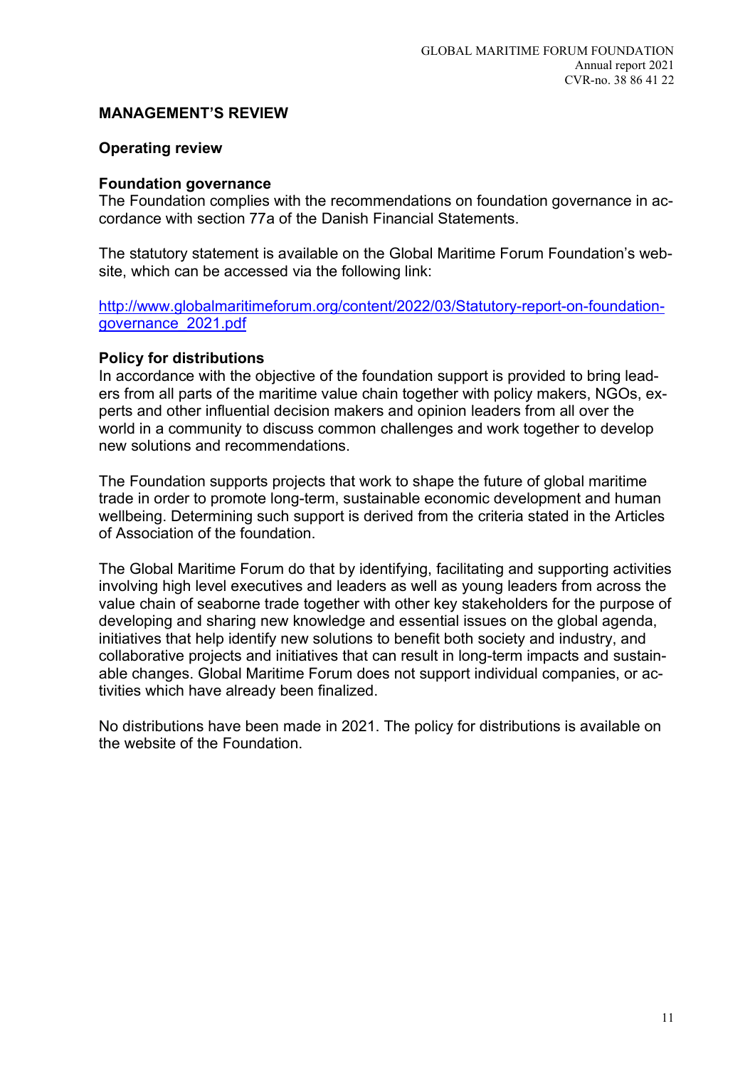## MANAGEMENT'S REVIEW

### Operating review

#### Foundation governance

The Foundation complies with the recommendations on foundation governance in accordance with section 77a of the Danish Financial Statements.

The statutory statement is available on the Global Maritime Forum Foundation's website, which can be accessed via the following link:

[http://www.globalmaritimeforum.org/content/2022/03/Statutory-report-on-foundation-governance_2021.pdf](http://www.globalmaritimeforum.org/content/2022/03/Statutory-report-on-foundation-governance_2021.pdf)

#### Policy for distributions

In accordance with the objective of the foundation support is provided to bring leaders from all parts of the maritime value chain together with policy makers, NGOs, experts and other influential decision makers and opinion leaders from all over the world in a community to discuss common challenges and work together to develop new solutions and recommendations.

The Foundation supports projects that work to shape the future of global maritime trade in order to promote long-term, sustainable economic development and human wellbeing. Determining such support is derived from the criteria stated in the Articles of Association of the foundation.

The Global Maritime Forum do that by identifying, facilitating and supporting activities involving high level executives and leaders as well as young leaders from across the value chain of seaborne trade together with other key stakeholders for the purpose of developing and sharing new knowledge and essential issues on the global agenda, initiatives that help identify new solutions to benefit both society and industry, and collaborative projects and initiatives that can result in long-term impacts and sustainable changes. Global Maritime Forum does not support individual companies, or activities which have already been finalized.

No distributions have been made in 2021. The policy for distributions is available on the website of the Foundation.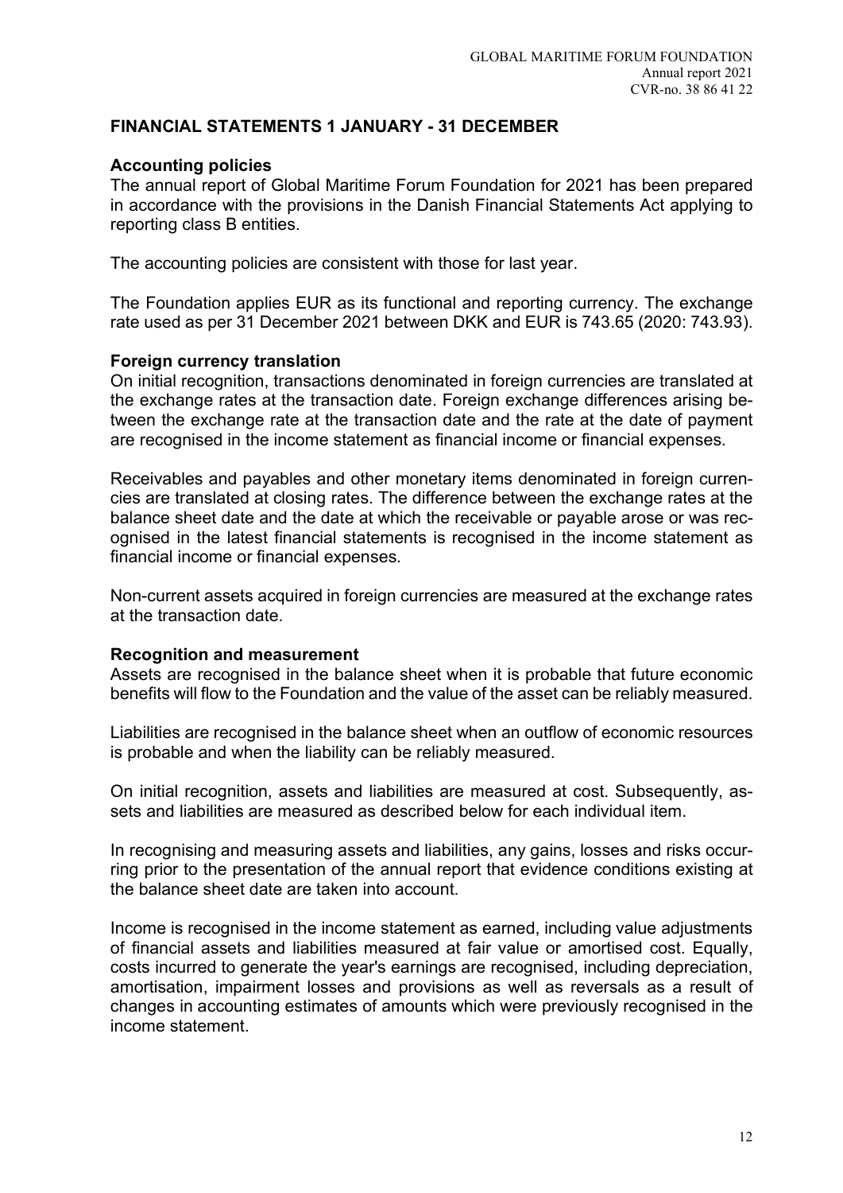## FINANCIAL STATEMENTS 1 JANUARY - 31 DECEMBER

### Accounting policies

The annual report of Global Maritime Forum Foundation for 2021 has been prepared in accordance with the provisions in the Danish Financial Statements Act applying to reporting class B entities.

The accounting policies are consistent with those for last year.

The Foundation applies EUR as its functional and reporting currency. The exchange rate used as per 31 December 2021 between DKK and EUR is 743.65 (2020: 743.93).

### Foreign currency translation

On initial recognition, transactions denominated in foreign currencies are translated at the exchange rates at the transaction date. Foreign exchange differences arising between the exchange rate at the transaction date and the rate at the date of payment are recognised in the income statement as financial income or financial expenses.

Receivables and payables and other monetary items denominated in foreign currencies are translated at closing rates. The difference between the exchange rates at the balance sheet date and the date at which the receivable or payable arose or was recognised in the latest financial statements is recognised in the income statement as financial income or financial expenses.

Non-current assets acquired in foreign currencies are measured at the exchange rates at the transaction date.

### Recognition and measurement

Assets are recognised in the balance sheet when it is probable that future economic benefits will flow to the Foundation and the value of the asset can be reliably measured.

Liabilities are recognised in the balance sheet when an outflow of economic resources is probable and when the liability can be reliably measured.

On initial recognition, assets and liabilities are measured at cost. Subsequently, assets and liabilities are measured as described below for each individual item.

In recognising and measuring assets and liabilities, any gains, losses and risks occurring prior to the presentation of the annual report that evidence conditions existing at the balance sheet date are taken into account.

Income is recognised in the income statement as earned, including value adjustments of financial assets and liabilities measured at fair value or amortised cost. Equally, costs incurred to generate the year's earnings are recognised, including depreciation, amortisation, impairment losses and provisions as well as reversals as a result of changes in accounting estimates of amounts which were previously recognised in the income statement.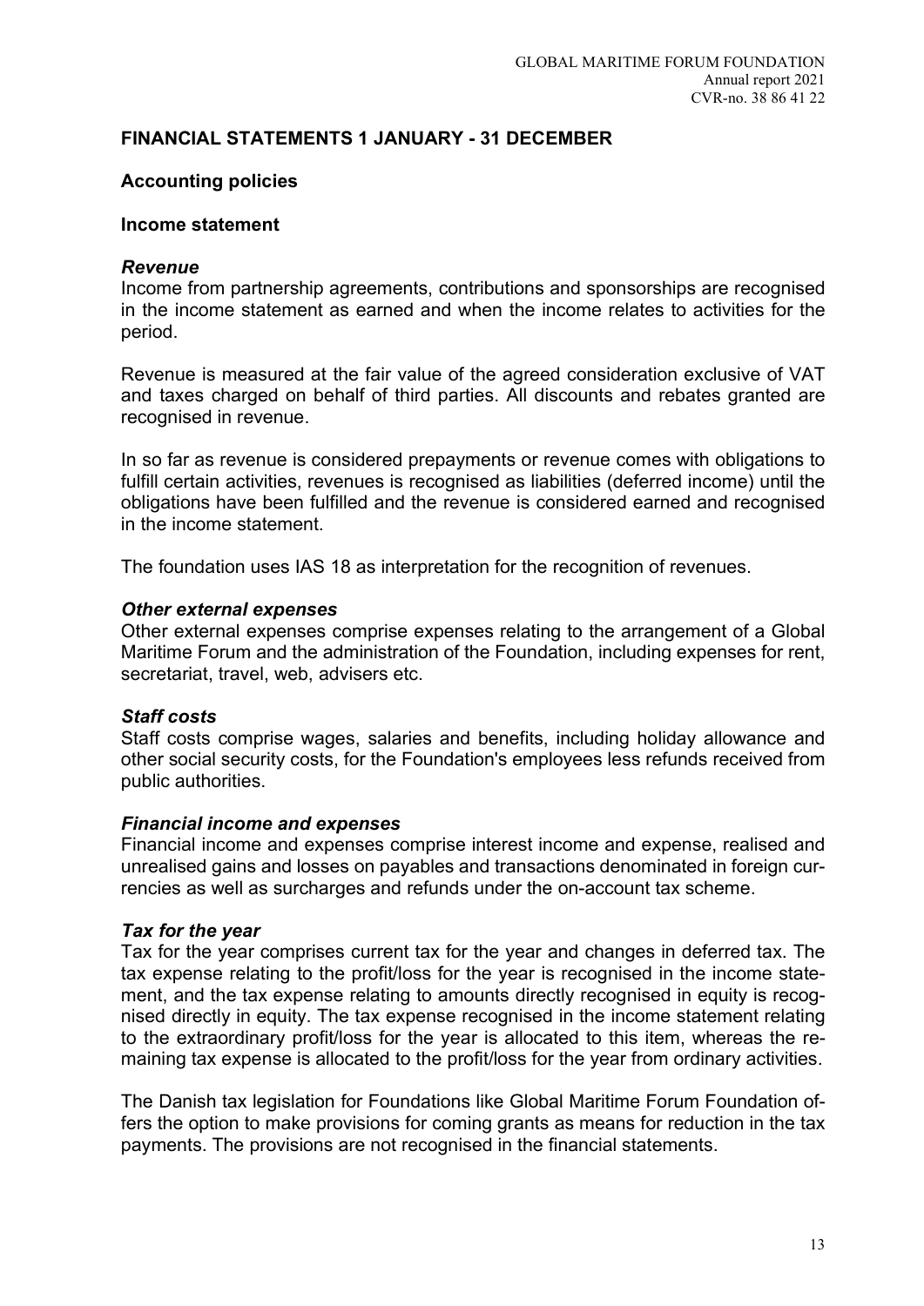## FINANCIAL STATEMENTS 1 JANUARY - 31 DECEMBER

### Accounting policies

### Income statement

#### *Revenue*

Income from partnership agreements, contributions and sponsorships are recognised in the income statement as earned and when the income relates to activities for the period.

Revenue is measured at the fair value of the agreed consideration exclusive of VAT and taxes charged on behalf of third parties. All discounts and rebates granted are recognised in revenue.

In so far as revenue is considered prepayments or revenue comes with obligations to fulfill certain activities, revenues is recognised as liabilities (deferred income) until the obligations have been fulfilled and the revenue is considered earned and recognised in the income statement.

The foundation uses IAS 18 as interpretation for the recognition of revenues.

#### *Other external expenses*

Other external expenses comprise expenses relating to the arrangement of a Global Maritime Forum and the administration of the Foundation, including expenses for rent, secretariat, travel, web, advisers etc.

#### *Staff costs*

Staff costs comprise wages, salaries and benefits, including holiday allowance and other social security costs, for the Foundation's employees less refunds received from public authorities.

#### *Financial income and expenses*

Financial income and expenses comprise interest income and expense, realised and unrealised gains and losses on payables and transactions denominated in foreign currencies as well as surcharges and refunds under the on-account tax scheme.

#### *Tax for the year*

Tax for the year comprises current tax for the year and changes in deferred tax. The tax expense relating to the profit/loss for the year is recognised in the income statement, and the tax expense relating to amounts directly recognised in equity is recognised directly in equity. The tax expense recognised in the income statement relating to the extraordinary profit/loss for the year is allocated to this item, whereas the remaining tax expense is allocated to the profit/loss for the year from ordinary activities.

The Danish tax legislation for Foundations like Global Maritime Forum Foundation offers the option to make provisions for coming grants as means for reduction in the tax payments. The provisions are not recognised in the financial statements.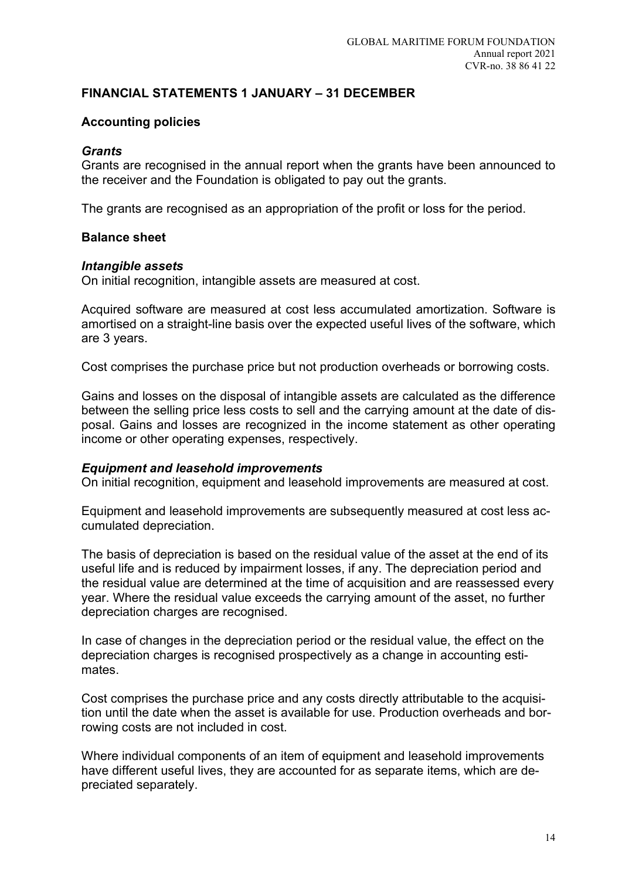## FINANCIAL STATEMENTS 1 JANUARY – 31 DECEMBER

### Accounting policies

#### *Grants*

Grants are recognised in the annual report when the grants have been announced to the receiver and the Foundation is obligated to pay out the grants.

The grants are recognised as an appropriation of the profit or loss for the period.

### Balance sheet

#### *Intangible assets*

On initial recognition, intangible assets are measured at cost.

Acquired software are measured at cost less accumulated amortization. Software is amortised on a straight-line basis over the expected useful lives of the software, which are 3 years.

Cost comprises the purchase price but not production overheads or borrowing costs.

Gains and losses on the disposal of intangible assets are calculated as the difference between the selling price less costs to sell and the carrying amount at the date of disposal. Gains and losses are recognized in the income statement as other operating income or other operating expenses, respectively.

#### *Equipment and leasehold improvements*

On initial recognition, equipment and leasehold improvements are measured at cost.

Equipment and leasehold improvements are subsequently measured at cost less accumulated depreciation.

The basis of depreciation is based on the residual value of the asset at the end of its useful life and is reduced by impairment losses, if any. The depreciation period and the residual value are determined at the time of acquisition and are reassessed every year. Where the residual value exceeds the carrying amount of the asset, no further depreciation charges are recognised.

In case of changes in the depreciation period or the residual value, the effect on the depreciation charges is recognised prospectively as a change in accounting estimates.

Cost comprises the purchase price and any costs directly attributable to the acquisition until the date when the asset is available for use. Production overheads and borrowing costs are not included in cost.

Where individual components of an item of equipment and leasehold improvements have different useful lives, they are accounted for as separate items, which are depreciated separately.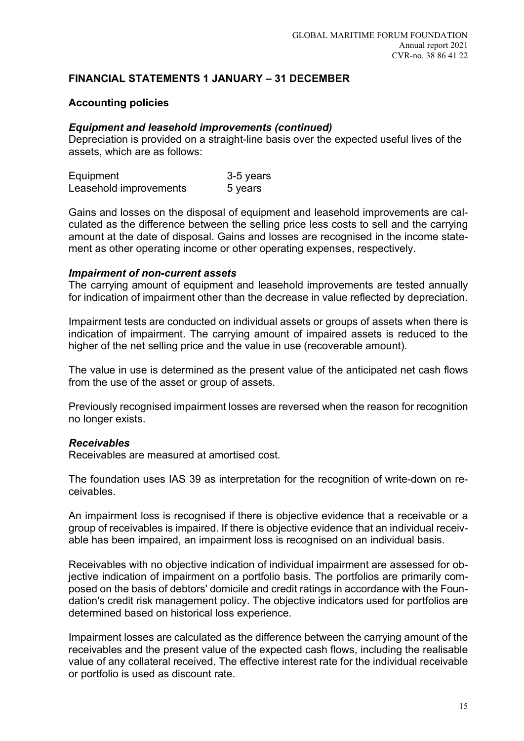## FINANCIAL STATEMENTS 1 JANUARY – 31 DECEMBER

### Accounting policies

***Equipment and leasehold improvements (continued)***
Depreciation is provided on a straight-line basis over the expected useful lives of the assets, which are as follows:

| | |
|---|---|
| Equipment | 3-5 years |
| Leasehold improvements | 5 years |

Gains and losses on the disposal of equipment and leasehold improvements are calculated as the difference between the selling price less costs to sell and the carrying amount at the date of disposal. Gains and losses are recognised in the income statement as other operating income or other operating expenses, respectively.

***Impairment of non-current assets***
The carrying amount of equipment and leasehold improvements are tested annually for indication of impairment other than the decrease in value reflected by depreciation.

Impairment tests are conducted on individual assets or groups of assets when there is indication of impairment. The carrying amount of impaired assets is reduced to the higher of the net selling price and the value in use (recoverable amount).

The value in use is determined as the present value of the anticipated net cash flows from the use of the asset or group of assets.

Previously recognised impairment losses are reversed when the reason for recognition no longer exists.

***Receivables***
Receivables are measured at amortised cost.

The foundation uses IAS 39 as interpretation for the recognition of write-down on receivables.

An impairment loss is recognised if there is objective evidence that a receivable or a group of receivables is impaired. If there is objective evidence that an individual receivable has been impaired, an impairment loss is recognised on an individual basis.

Receivables with no objective indication of individual impairment are assessed for objective indication of impairment on a portfolio basis. The portfolios are primarily composed on the basis of debtors' domicile and credit ratings in accordance with the Foundation's credit risk management policy. The objective indicators used for portfolios are determined based on historical loss experience.

Impairment losses are calculated as the difference between the carrying amount of the receivables and the present value of the expected cash flows, including the realisable value of any collateral received. The effective interest rate for the individual receivable or portfolio is used as discount rate.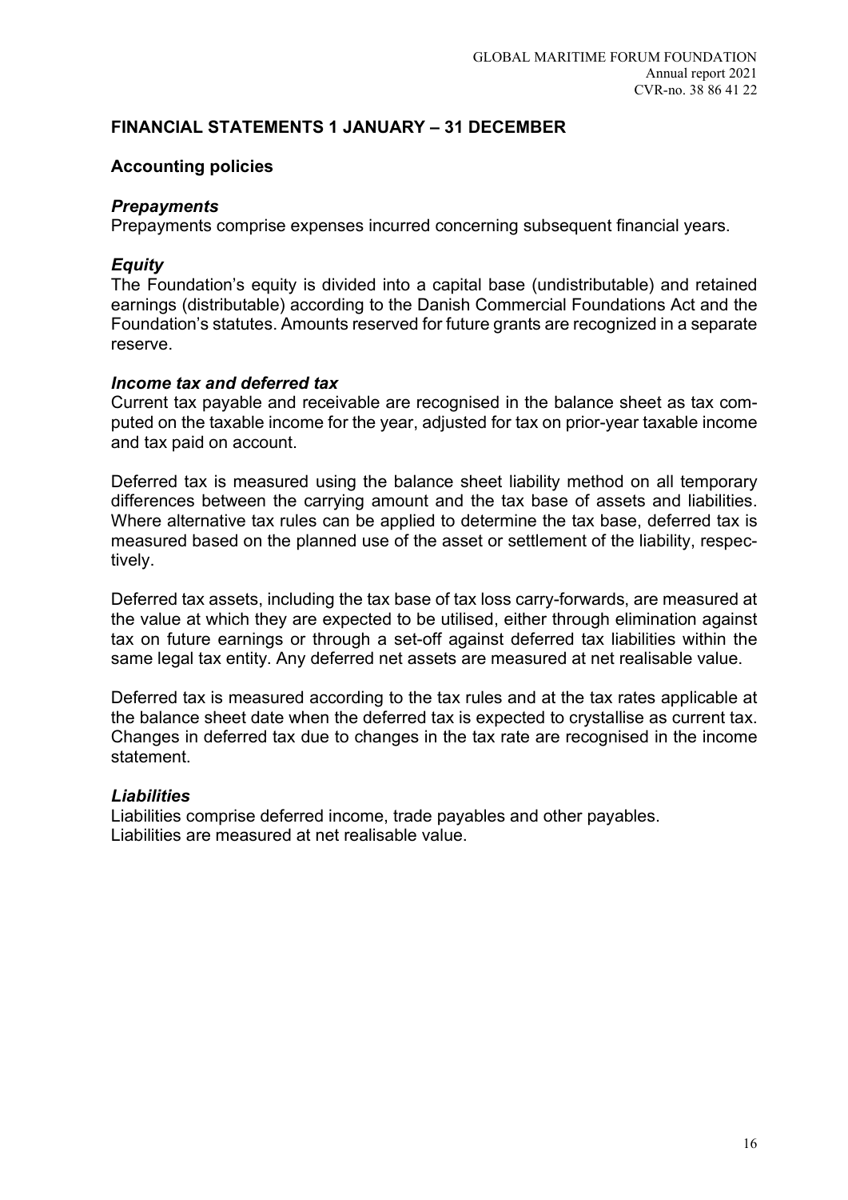## FINANCIAL STATEMENTS 1 JANUARY – 31 DECEMBER

### Accounting policies

#### *Prepayments*

Prepayments comprise expenses incurred concerning subsequent financial years.

#### *Equity*

The Foundation's equity is divided into a capital base (undistributable) and retained earnings (distributable) according to the Danish Commercial Foundations Act and the Foundation's statutes. Amounts reserved for future grants are recognized in a separate reserve.

#### *Income tax and deferred tax*

Current tax payable and receivable are recognised in the balance sheet as tax computed on the taxable income for the year, adjusted for tax on prior-year taxable income and tax paid on account.

Deferred tax is measured using the balance sheet liability method on all temporary differences between the carrying amount and the tax base of assets and liabilities. Where alternative tax rules can be applied to determine the tax base, deferred tax is measured based on the planned use of the asset or settlement of the liability, respectively.

Deferred tax assets, including the tax base of tax loss carry-forwards, are measured at the value at which they are expected to be utilised, either through elimination against tax on future earnings or through a set-off against deferred tax liabilities within the same legal tax entity. Any deferred net assets are measured at net realisable value.

Deferred tax is measured according to the tax rules and at the tax rates applicable at the balance sheet date when the deferred tax is expected to crystallise as current tax. Changes in deferred tax due to changes in the tax rate are recognised in the income statement.

#### *Liabilities*

Liabilities comprise deferred income, trade payables and other payables.
Liabilities are measured at net realisable value.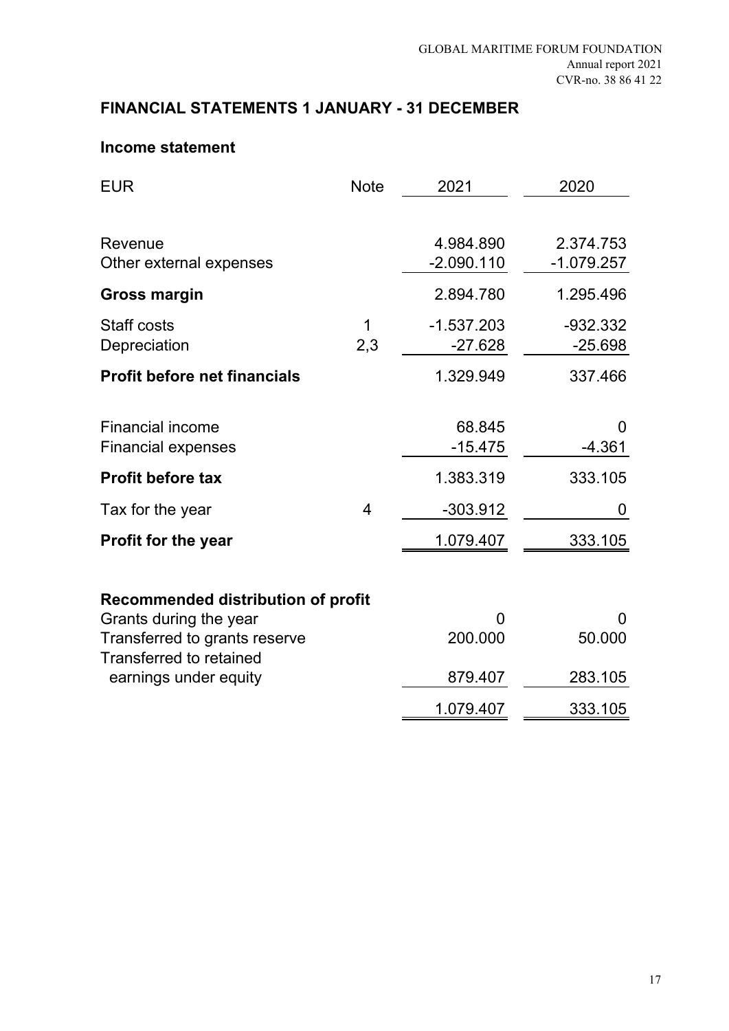## FINANCIAL STATEMENTS 1 JANUARY - 31 DECEMBER

### Income statement

| EUR | Note | 2021 | 2020 |
|---|---|---|---|
| Revenue | | 4.984.890 | 2.374.753 |
| Other external expenses | | -2.090.110 | -1.079.257 |
| **Gross margin** | | 2.894.780 | 1.295.496 |
| Staff costs | 1 | -1.537.203 | -932.332 |
| Depreciation | 2,3 | -27.628 | -25.698 |
| **Profit before net financials** | | 1.329.949 | 337.466 |
| Financial income | | 68.845 | 0 |
| Financial expenses | | -15.475 | -4.361 |
| **Profit before tax** | | 1.383.319 | 333.105 |
| Tax for the year | 4 | -303.912 | 0 |
| **Profit for the year** | | 1.079.407 | 333.105 |
| | | | |
| **Recommended distribution of profit** | | | |
| Grants during the year | | 0 | 0 |
| Transferred to grants reserve | | 200.000 | 50.000 |
| Transferred to retained earnings under equity | | 879.407 | 283.105 |
| | | 1.079.407 | 333.105 |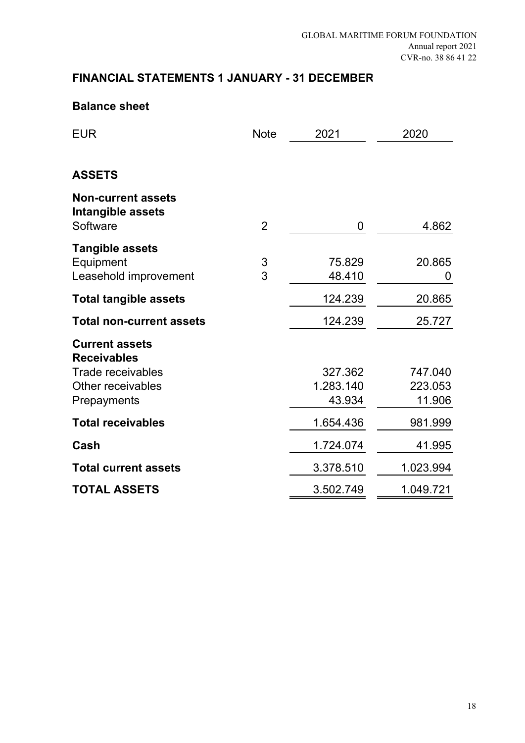## FINANCIAL STATEMENTS 1 JANUARY - 31 DECEMBER

### Balance sheet

| EUR | Note | 2021 | 2020 |
|---|---|---|---|
| **ASSETS** | | | |
| **Non-current assets** | | | |
| **Intangible assets** | | | |
| Software | 2 | 0 | 4.862 |
| **Tangible assets** | | | |
| Equipment | 3 | 75.829 | 20.865 |
| Leasehold improvement | 3 | 48.410 | 0 |
| **Total tangible assets** | | 124.239 | 20.865 |
| **Total non-current assets** | | 124.239 | 25.727 |
| **Current assets** | | | |
| **Receivables** | | | |
| Trade receivables | | 327.362 | 747.040 |
| Other receivables | | 1.283.140 | 223.053 |
| Prepayments | | 43.934 | 11.906 |
| **Total receivables** | | 1.654.436 | 981.999 |
| **Cash** | | 1.724.074 | 41.995 |
| **Total current assets** | | 3.378.510 | 1.023.994 |
| **TOTAL ASSETS** | | 3.502.749 | 1.049.721 |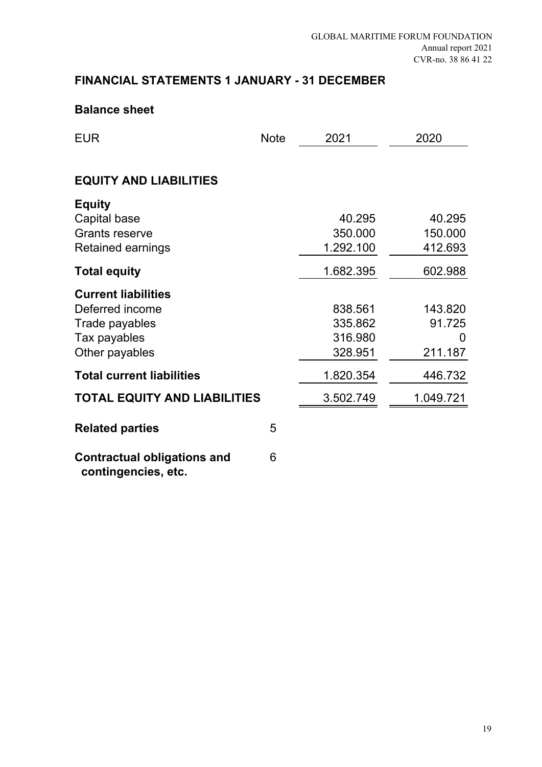## FINANCIAL STATEMENTS 1 JANUARY - 31 DECEMBER

### Balance sheet

| EUR | Note | 2021 | 2020 |
|---|---|---|---|
| **EQUITY AND LIABILITIES** | | | |
| **Equity** | | | |
| Capital base | | 40.295 | 40.295 |
| Grants reserve | | 350.000 | 150.000 |
| Retained earnings | | 1.292.100 | 412.693 |
| **Total equity** | | 1.682.395 | 602.988 |
| **Current liabilities** | | | |
| Deferred income | | 838.561 | 143.820 |
| Trade payables | | 335.862 | 91.725 |
| Tax payables | | 316.980 | 0 |
| Other payables | | 328.951 | 211.187 |
| **Total current liabilities** | | 1.820.354 | 446.732 |
| **TOTAL EQUITY AND LIABILITIES** | | 3.502.749 | 1.049.721 |
| **Related parties** | 5 | | |
| **Contractual obligations and contingencies, etc.** | 6 | | |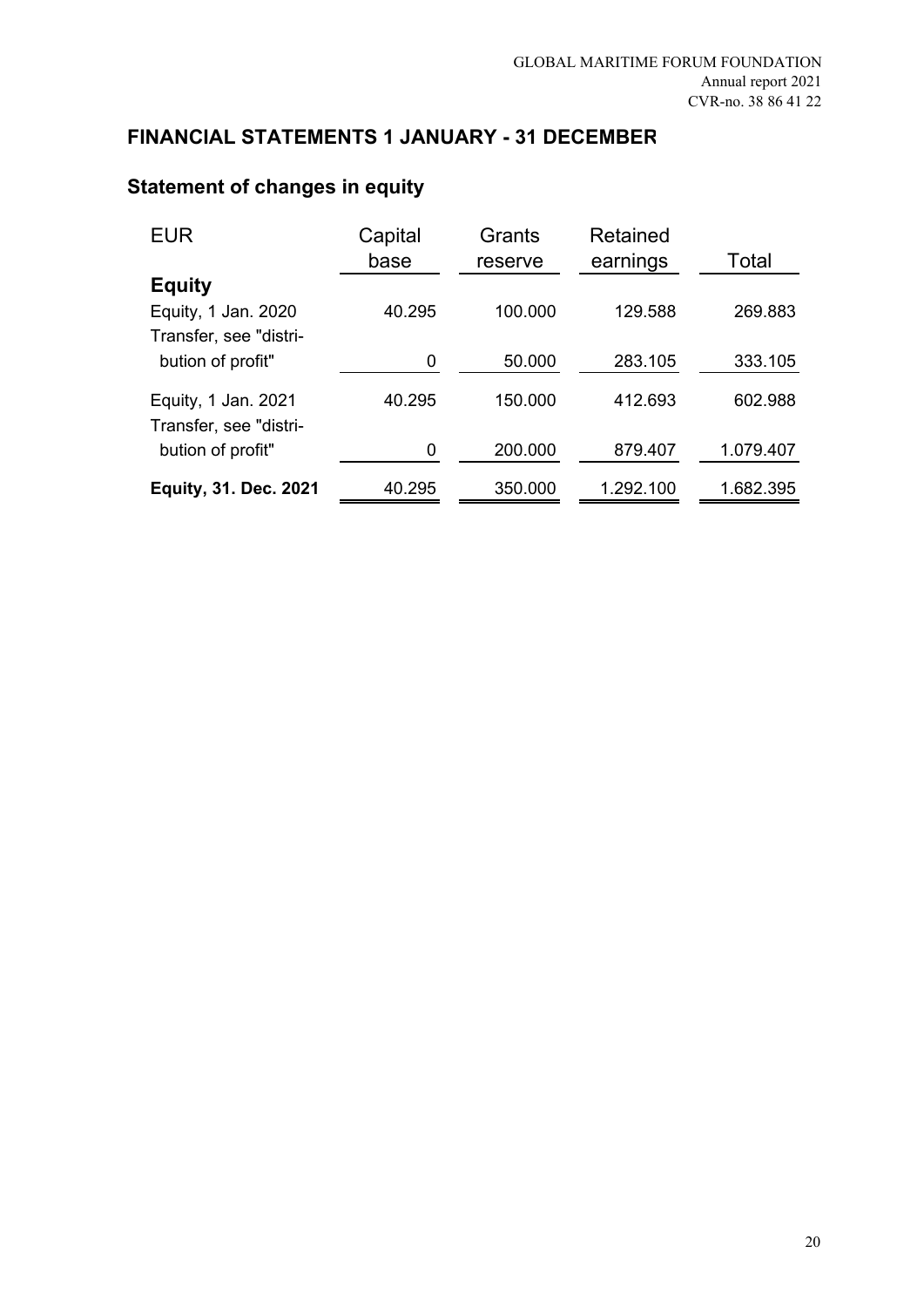## FINANCIAL STATEMENTS 1 JANUARY - 31 DECEMBER

### Statement of changes in equity

| EUR | Capital base | Grants reserve | Retained earnings | Total |
|---|---|---|---|---|
| **Equity** | | | | |
| Equity, 1 Jan. 2020 | 40.295 | 100.000 | 129.588 | 269.883 |
| Transfer, see "distribution of profit" | 0 | 50.000 | 283.105 | 333.105 |
| Equity, 1 Jan. 2021 | 40.295 | 150.000 | 412.693 | 602.988 |
| Transfer, see "distribution of profit" | 0 | 200.000 | 879.407 | 1.079.407 |
| **Equity, 31. Dec. 2021** | 40.295 | 350.000 | 1.292.100 | 1.682.395 |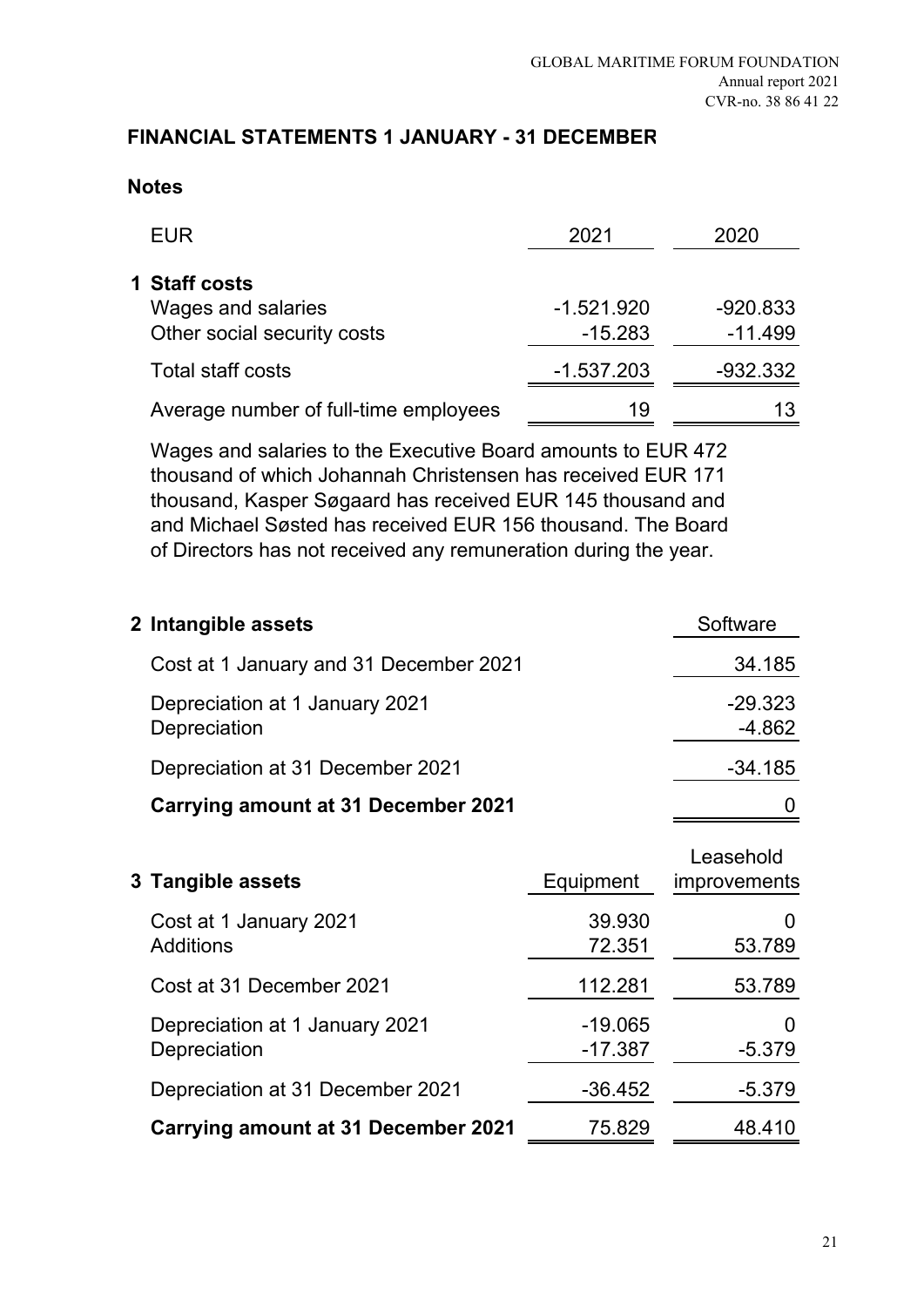## FINANCIAL STATEMENTS 1 JANUARY - 31 DECEMBER

### Notes

| EUR | 2021 | 2020 |
|---|---|---|
| **1 Staff costs** | | |
| Wages and salaries | -1.521.920 | -920.833 |
| Other social security costs | -15.283 | -11.499 |
| Total staff costs | -1.537.203 | -932.332 |
| Average number of full-time employees | 19 | 13 |

Wages and salaries to the Executive Board amounts to EUR 472 thousand of which Johannah Christensen has received EUR 171 thousand, Kasper Søgaard has received EUR 145 thousand and and Michael Søsted has received EUR 156 thousand. The Board of Directors has not received any remuneration during the year.

| **2 Intangible assets** | Software |
|---|---|
| Cost at 1 January and 31 December 2021 | 34.185 |
| Depreciation at 1 January 2021 | -29.323 |
| Depreciation | -4.862 |
| Depreciation at 31 December 2021 | -34.185 |
| **Carrying amount at 31 December 2021** | 0 |

| **3 Tangible assets** | Equipment | Leasehold improvements |
|---|---|---|
| Cost at 1 January 2021 | 39.930 | 0 |
| Additions | 72.351 | 53.789 |
| Cost at 31 December 2021 | 112.281 | 53.789 |
| Depreciation at 1 January 2021 | -19.065 | 0 |
| Depreciation | -17.387 | -5.379 |
| Depreciation at 31 December 2021 | -36.452 | -5.379 |
| **Carrying amount at 31 December 2021** | 75.829 | 48.410 |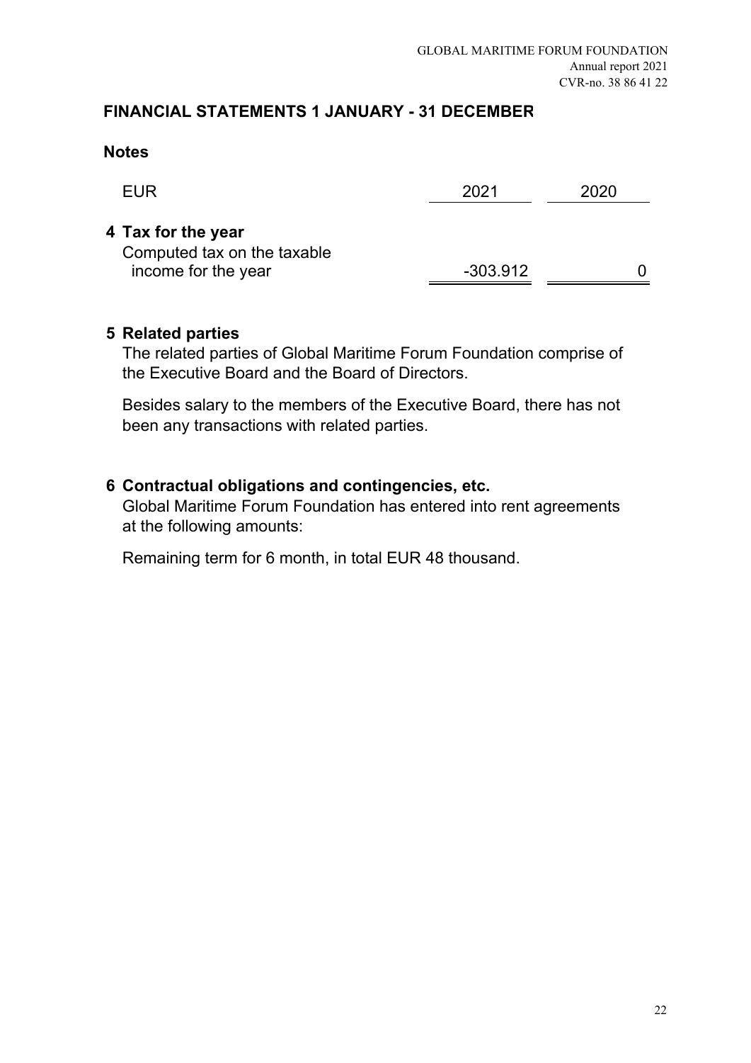## FINANCIAL STATEMENTS 1 JANUARY - 31 DECEMBER

### Notes

| EUR | 2021 | 2020 |
|---|---|---|
| **4 Tax for the year** | | |
| Computed tax on the taxable income for the year | -303.912 | 0 |

**5 Related parties**

The related parties of Global Maritime Forum Foundation comprise of the Executive Board and the Board of Directors.

Besides salary to the members of the Executive Board, there has not been any transactions with related parties.

**6 Contractual obligations and contingencies, etc.**

Global Maritime Forum Foundation has entered into rent agreements at the following amounts:

Remaining term for 6 month, in total EUR 48 thousand.